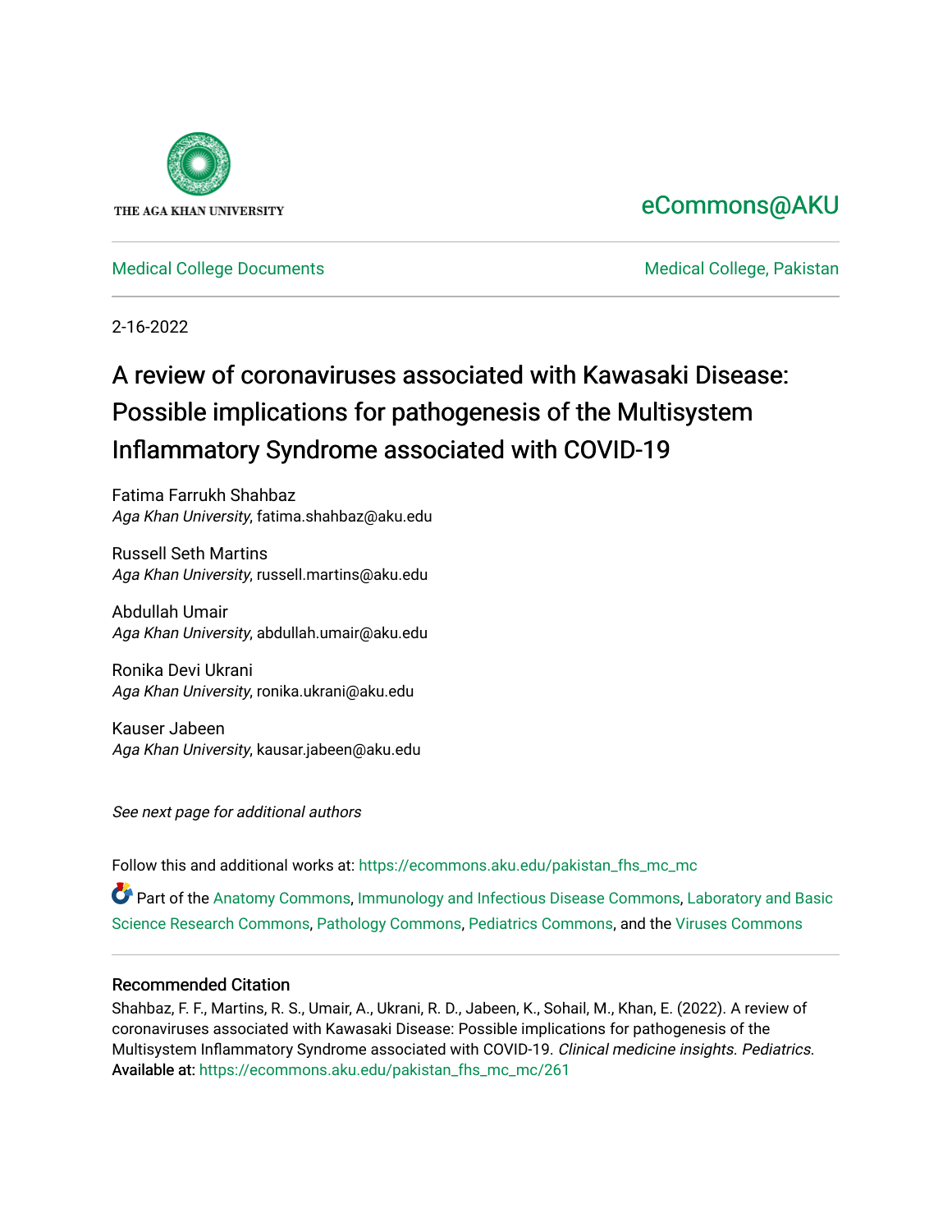THE AGA KHAN UNIVERSITY

eCommons@AKU

Medical College Documents | Medical College, Pakistan

2-16-2022

# A review of coronaviruses associated with Kawasaki Disease: Possible implications for pathogenesis of the Multisystem Inflammatory Syndrome associated with COVID-19

Fatima Farrukh Shahbaz  
*Aga Khan University*, fatima.shahbaz@aku.edu

Russell Seth Martins  
*Aga Khan University*, russell.martins@aku.edu

Abdullah Umair  
*Aga Khan University*, abdullah.umair@aku.edu

Ronika Devi Ukrani  
*Aga Khan University*, ronika.ukrani@aku.edu

Kauser Jabeen  
*Aga Khan University*, kausar.jabeen@aku.edu

*See next page for additional authors*

Follow this and additional works at: https://ecommons.aku.edu/pakistan_fhs_mc_mc

Part of the Anatomy Commons, Immunology and Infectious Disease Commons, Laboratory and Basic Science Research Commons, Pathology Commons, Pediatrics Commons, and the Viruses Commons

## Recommended Citation

Shahbaz, F. F., Martins, R. S., Umair, A., Ukrani, R. D., Jabeen, K., Sohail, M., Khan, E. (2022). A review of coronaviruses associated with Kawasaki Disease: Possible implications for pathogenesis of the Multisystem Inflammatory Syndrome associated with COVID-19. *Clinical medicine insights. Pediatrics*.  
Available at: https://ecommons.aku.edu/pakistan_fhs_mc_mc/261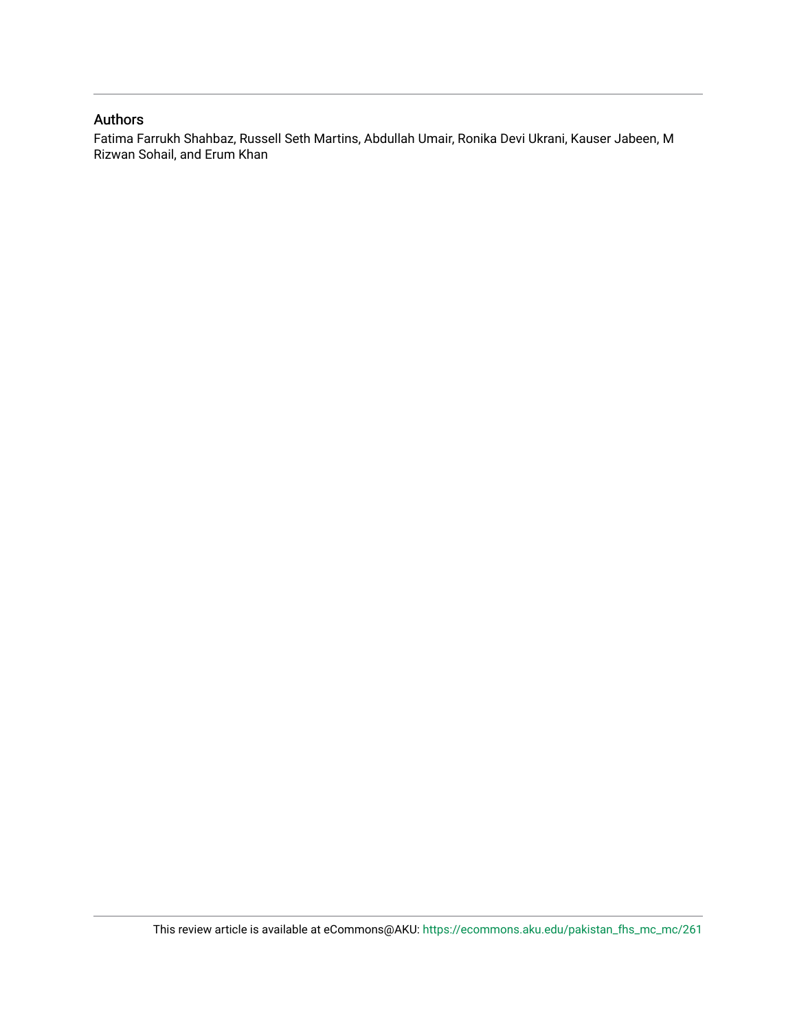## Authors

Fatima Farrukh Shahbaz, Russell Seth Martins, Abdullah Umair, Ronika Devi Ukrani, Kauser Jabeen, M Rizwan Sohail, and Erum Khan

This review article is available at eCommons@AKU: https://ecommons.aku.edu/pakistan_fhs_mc_mc/261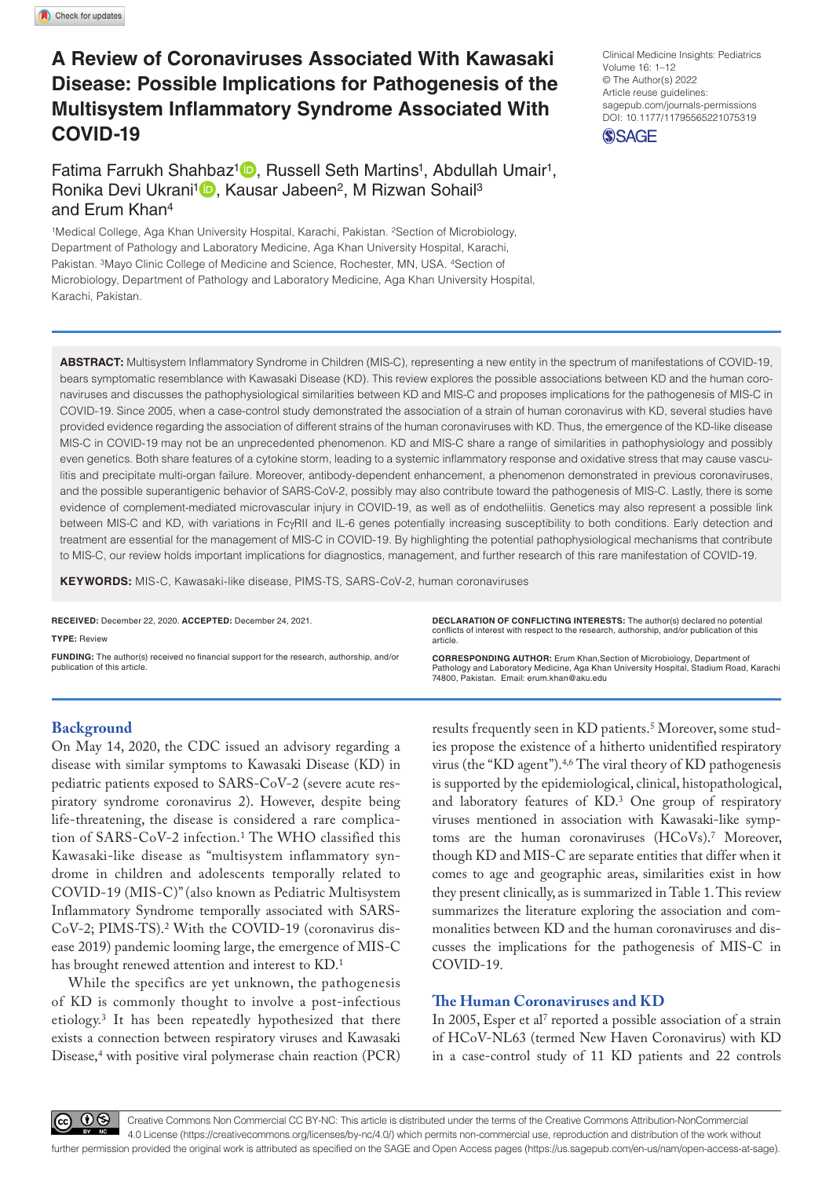# A Review of Coronaviruses Associated With Kawasaki Disease: Possible Implications for Pathogenesis of the Multisystem Inflammatory Syndrome Associated With COVID-19

Clinical Medicine Insights: Pediatrics
Volume 16: 1–12
© The Author(s) 2022
Article reuse guidelines:
sagepub.com/journals-permissions
DOI: 10.1177/11795565221075319

Fatima Farrukh Shahbaz[1], Russell Seth Martins[1], Abdullah Umair[1], Ronika Devi Ukrani[1], Kausar Jabeen[2], M Rizwan Sohail[3] and Erum Khan[4]

[1]Medical College, Aga Khan University Hospital, Karachi, Pakistan. [2]Section of Microbiology, Department of Pathology and Laboratory Medicine, Aga Khan University Hospital, Karachi, Pakistan. [3]Mayo Clinic College of Medicine and Science, Rochester, MN, USA. [4]Section of Microbiology, Department of Pathology and Laboratory Medicine, Aga Khan University Hospital, Karachi, Pakistan.

**ABSTRACT:** Multisystem Inflammatory Syndrome in Children (MIS-C), representing a new entity in the spectrum of manifestations of COVID-19, bears symptomatic resemblance with Kawasaki Disease (KD). This review explores the possible associations between KD and the human coronaviruses and discusses the pathophysiological similarities between KD and MIS-C and proposes implications for the pathogenesis of MIS-C in COVID-19. Since 2005, when a case-control study demonstrated the association of a strain of human coronavirus with KD, several studies have provided evidence regarding the association of different strains of the human coronaviruses with KD. Thus, the emergence of the KD-like disease MIS-C in COVID-19 may not be an unprecedented phenomenon. KD and MIS-C share a range of similarities in pathophysiology and possibly even genetics. Both share features of a cytokine storm, leading to a systemic inflammatory response and oxidative stress that may cause vasculitis and precipitate multi-organ failure. Moreover, antibody-dependent enhancement, a phenomenon demonstrated in previous coronaviruses, and the possible superantigenic behavior of SARS-CoV-2, possibly may also contribute toward the pathogenesis of MIS-C. Lastly, there is some evidence of complement-mediated microvascular injury in COVID-19, as well as of endotheliitis. Genetics may also represent a possible link between MIS-C and KD, with variations in FcγRII and IL-6 genes potentially increasing susceptibility to both conditions. Early detection and treatment are essential for the management of MIS-C in COVID-19. By highlighting the potential pathophysiological mechanisms that contribute to MIS-C, our review holds important implications for diagnostics, management, and further research of this rare manifestation of COVID-19.

**KEYWORDS:** MIS-C, Kawasaki-like disease, PIMS-TS, SARS-CoV-2, human coronaviruses

**RECEIVED:** December 22, 2020. **ACCEPTED:** December 24, 2021.

**TYPE:** Review

**FUNDING:** The author(s) received no financial support for the research, authorship, and/or publication of this article.

**DECLARATION OF CONFLICTING INTERESTS:** The author(s) declared no potential conflicts of interest with respect to the research, authorship, and/or publication of this article.

**CORRESPONDING AUTHOR:** Erum Khan, Section of Microbiology, Department of Pathology and Laboratory Medicine, Aga Khan University Hospital, Stadium Road, Karachi 74800, Pakistan. Email: erum.khan@aku.edu

## Background

On May 14, 2020, the CDC issued an advisory regarding a disease with similar symptoms to Kawasaki Disease (KD) in pediatric patients exposed to SARS-CoV-2 (severe acute respiratory syndrome coronavirus 2). However, despite being life-threatening, the disease is considered a rare complication of SARS-CoV-2 infection.[1] The WHO classified this Kawasaki-like disease as "multisystem inflammatory syndrome in children and adolescents temporally related to COVID-19 (MIS-C)" (also known as Pediatric Multisystem Inflammatory Syndrome temporally associated with SARS-CoV-2; PIMS-TS).[2] With the COVID-19 (coronavirus disease 2019) pandemic looming large, the emergence of MIS-C has brought renewed attention and interest to KD.[1]

While the specifics are yet unknown, the pathogenesis of KD is commonly thought to involve a post-infectious etiology.[3] It has been repeatedly hypothesized that there exists a connection between respiratory viruses and Kawasaki Disease,[4] with positive viral polymerase chain reaction (PCR) results frequently seen in KD patients.[5] Moreover, some studies propose the existence of a hitherto unidentified respiratory virus (the "KD agent").[4,6] The viral theory of KD pathogenesis is supported by the epidemiological, clinical, histopathological, and laboratory features of KD.[3] One group of respiratory viruses mentioned in association with Kawasaki-like symptoms are the human coronaviruses (HCoVs).[7] Moreover, though KD and MIS-C are separate entities that differ when it comes to age and geographic areas, similarities exist in how they present clinically, as is summarized in Table 1. This review summarizes the literature exploring the association and commonalities between KD and the human coronaviruses and discusses the implications for the pathogenesis of MIS-C in COVID-19.

## The Human Coronaviruses and KD

In 2005, Esper et al[7] reported a possible association of a strain of HCoV-NL63 (termed New Haven Coronavirus) with KD in a case-control study of 11 KD patients and 22 controls

Creative Commons Non Commercial CC BY-NC: This article is distributed under the terms of the Creative Commons Attribution-NonCommercial 4.0 License (https://creativecommons.org/licenses/by-nc/4.0/) which permits non-commercial use, reproduction and distribution of the work without further permission provided the original work is attributed as specified on the SAGE and Open Access pages (https://us.sagepub.com/en-us/nam/open-access-at-sage).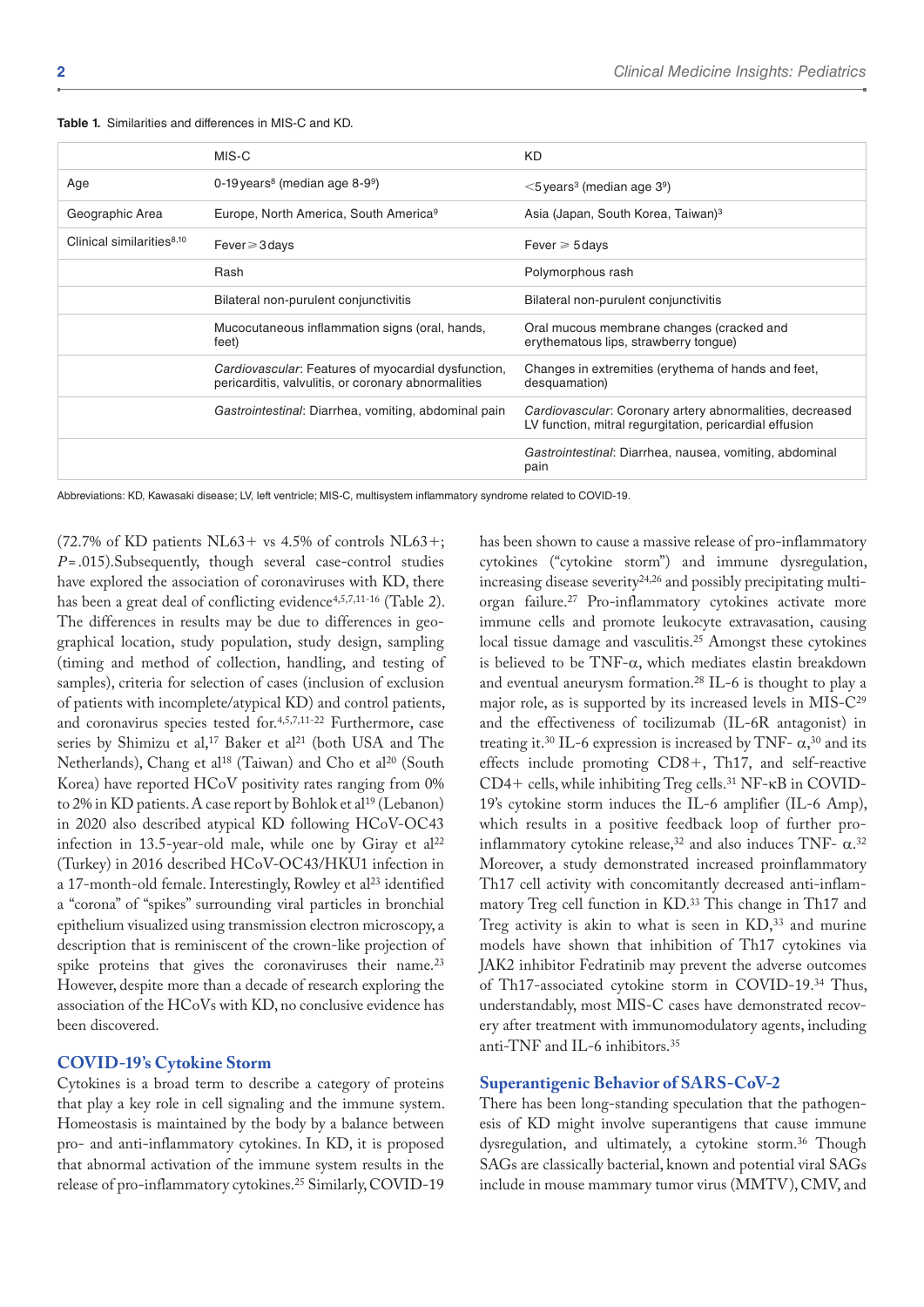**Table 1.** Similarities and differences in MIS-C and KD.

| | MIS-C | KD |
|---|---|---|
| Age | 0-19 years[8] (median age 8-9[9]) | <5 years[3] (median age 3[9]) |
| Geographic Area | Europe, North America, South America[9] | Asia (Japan, South Korea, Taiwan)[3] |
| Clinical similarities[8,10] | Fever ≥ 3 days | Fever ≥ 5 days |
| | Rash | Polymorphous rash |
| | Bilateral non-purulent conjunctivitis | Bilateral non-purulent conjunctivitis |
| | Mucocutaneous inflammation signs (oral, hands, feet) | Oral mucous membrane changes (cracked and erythematous lips, strawberry tongue) |
| | *Cardiovascular*: Features of myocardial dysfunction, pericarditis, valvulitis, or coronary abnormalities | Changes in extremities (erythema of hands and feet, desquamation) |
| | *Gastrointestinal*: Diarrhea, vomiting, abdominal pain | *Cardiovascular*: Coronary artery abnormalities, decreased LV function, mitral regurgitation, pericardial effusion |
| | | *Gastrointestinal*: Diarrhea, nausea, vomiting, abdominal pain |

Abbreviations: KD, Kawasaki disease; LV, left ventricle; MIS-C, multisystem inflammatory syndrome related to COVID-19.

(72.7% of KD patients NL63+ vs 4.5% of controls NL63+; $P = .015$).Subsequently, though several case-control studies have explored the association of coronaviruses with KD, there has been a great deal of conflicting evidence[4,5,7,11-16] (Table 2). The differences in results may be due to differences in geographical location, study population, study design, sampling (timing and method of collection, handling, and testing of samples), criteria for selection of cases (inclusion of exclusion of patients with incomplete/atypical KD) and control patients, and coronavirus species tested for.[4,5,7,11-22] Furthermore, case series by Shimizu et al,[17] Baker et al[21] (both USA and The Netherlands), Chang et al[18] (Taiwan) and Cho et al[20] (South Korea) have reported HCoV positivity rates ranging from 0% to 2% in KD patients. A case report by Bohlok et al[19] (Lebanon) in 2020 also described atypical KD following HCoV-OC43 infection in 13.5-year-old male, while one by Giray et al[22] (Turkey) in 2016 described HCoV-OC43/HKU1 infection in a 17-month-old female. Interestingly, Rowley et al[23] identified a "corona" of "spikes" surrounding viral particles in bronchial epithelium visualized using transmission electron microscopy, a description that is reminiscent of the crown-like projection of spike proteins that gives the coronaviruses their name.[23] However, despite more than a decade of research exploring the association of the HCoVs with KD, no conclusive evidence has been discovered.

## COVID-19's Cytokine Storm

Cytokines is a broad term to describe a category of proteins that play a key role in cell signaling and the immune system. Homeostasis is maintained by the body by a balance between pro- and anti-inflammatory cytokines. In KD, it is proposed that abnormal activation of the immune system results in the release of pro-inflammatory cytokines.[25] Similarly, COVID-19 has been shown to cause a massive release of pro-inflammatory cytokines ("cytokine storm") and immune dysregulation, increasing disease severity[24,26] and possibly precipitating multi-organ failure.[27] Pro-inflammatory cytokines activate more immune cells and promote leukocyte extravasation, causing local tissue damage and vasculitis.[25] Amongst these cytokines is believed to be TNF-α, which mediates elastin breakdown and eventual aneurysm formation.[28] IL-6 is thought to play a major role, as is supported by its increased levels in MIS-C[29] and the effectiveness of tocilizumab (IL-6R antagonist) in treating it.[30] IL-6 expression is increased by TNF- α,[30] and its effects include promoting CD8+, Th17, and self-reactive CD4+ cells, while inhibiting Treg cells.[31] NF-κB in COVID-19's cytokine storm induces the IL-6 amplifier (IL-6 Amp), which results in a positive feedback loop of further pro-inflammatory cytokine release,[32] and also induces TNF- α.[32] Moreover, a study demonstrated increased proinflammatory Th17 cell activity with concomitantly decreased anti-inflammatory Treg cell function in KD.[33] This change in Th17 and Treg activity is akin to what is seen in KD,[33] and murine models have shown that inhibition of Th17 cytokines via JAK2 inhibitor Fedratinib may prevent the adverse outcomes of Th17-associated cytokine storm in COVID-19.[34] Thus, understandably, most MIS-C cases have demonstrated recovery after treatment with immunomodulatory agents, including anti-TNF and IL-6 inhibitors.[35]

## Superantigenic Behavior of SARS-CoV-2

There has been long-standing speculation that the pathogenesis of KD might involve superantigens that cause immune dysregulation, and ultimately, a cytokine storm.[36] Though SAGs are classically bacterial, known and potential viral SAGs include in mouse mammary tumor virus (MMTV), CMV, and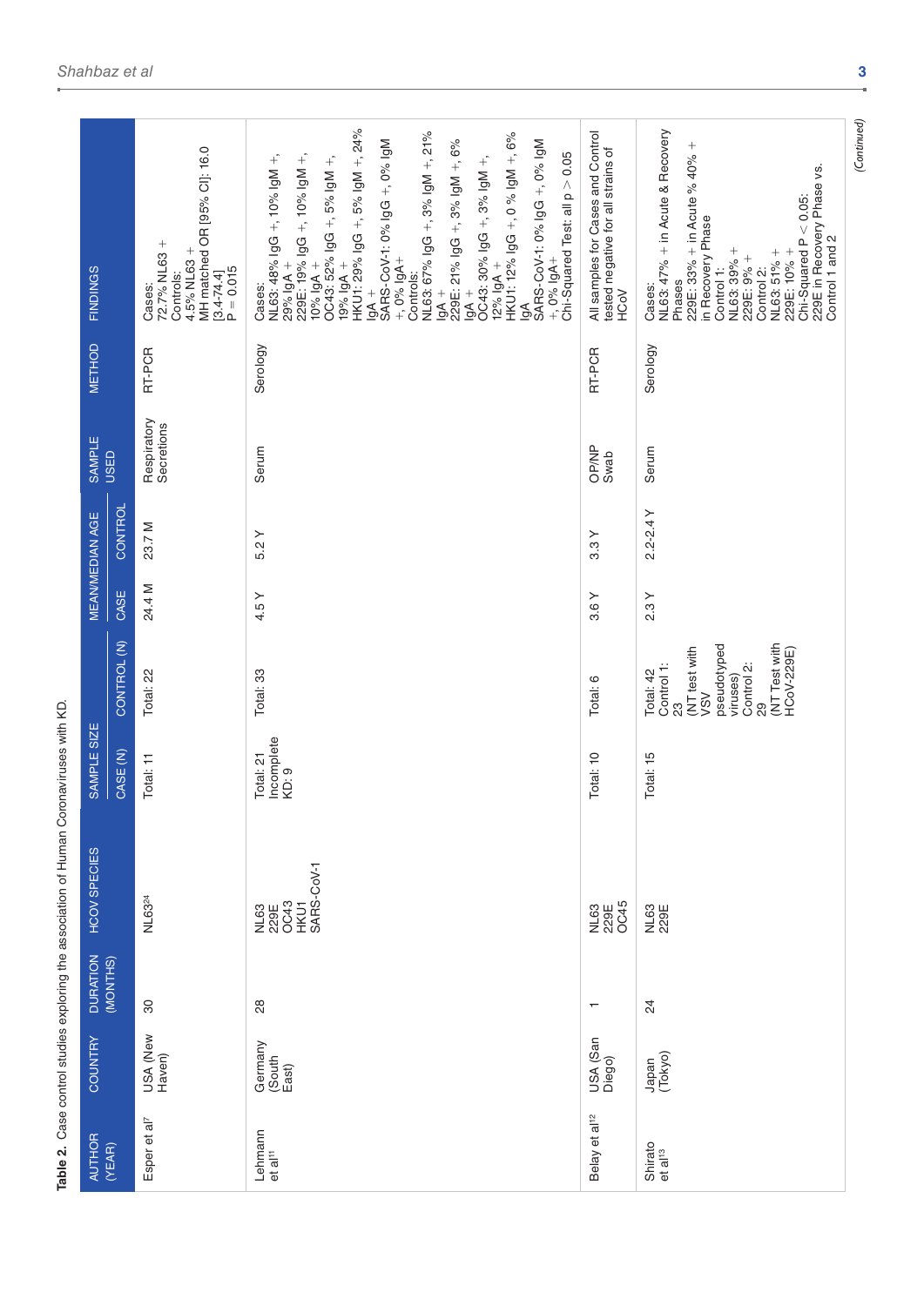**Table 2.** Case control studies exploring the association of Human Coronaviruses with KD.

| AUTHOR (YEAR) | COUNTRY | DURATION (MONTHS) | HCOV SPECIES | SAMPLE SIZE | | MEAN/MEDIAN AGE | | SAMPLE USED | METHOD | FINDINGS |
|---|---|---|---|---|---|---|---|---|---|---|
| | | | | CASE (N) | CONTROL (N) | CASE | CONTROL | | | |
| Esper et al[7] | USA (New Haven) | 30 | NL63[24] | Total: 11 | Total: 22 | 24.4 M | 23.7 M | Respiratory Secretions | RT-PCR | Cases: 72.7% NL63 + Controls: 4.5% NL63 + MH matched OR [95% CI]: 16.0 [3.4-74.4] P = 0.015 |
| Lehmann et al[11] | Germany (South East) | 28 | NL63 229E OC43 HKU1 SARS-CoV-1 | Total: 21 Incomplete KD: 9 | Total: 33 | 4.5 Y | 5.2 Y | Serum | Serology | Cases: NL63: 48% IgG +, 10% IgM +, 29% IgA + 229E: 19% IgG +, 10% IgM +, 10% IgA + OC43: 52% IgG +, 5% IgM +, 19% IgA + HKU1: 29% IgG +, 5% IgM +, 24% IgA + SARS-CoV-1: 0% IgG +, 0% IgM +, 0% IgA+ Controls: NL63: 67% IgG +, 3% IgM +, 21% IgA + 229E: 21% IgG +, 3% IgM +, 6% IgA + OC43: 30% IgG +, 3% IgM +, 12% IgA + HKU1: 12% IgG +, 0 % IgM +, 6% IgA SARS-CoV-1: 0% IgG +, 0% IgM +, 0% IgA+ Chi-Squared Test: all p > 0.05 |
| Belay et al[12] | USA (San Diego) | 1 | NL63 229E OC45 | Total: 10 | Total: 6 | 3.6 Y | 3.3 Y | OP/NP Swab | RT-PCR | All samples for Cases and Control tested negative for all strains of HCoV |
| Shirato et al[13] | Japan (Tokyo) | 24 | NL63 229E | Total: 15 | Total: 42 Control 1: 23 (NT test with VSV pseudotyped viruses) Control 2: 29 (NT Test with HCoV-229E) | 2.3 Y | 2.2-2.4 Y | Serum | Serology | Cases: NL63: 47% + in Acute & Recovery Phases 229E: 33% + in Acute % 40% + in Recovery Phase Control 1: NL63: 39% + 229E: 9% + Control 2: NL63: 51% + 229E: 10% + Chi-Squared P < 0.05: 229E in Recovery Phase vs. Control 1 and 2 |

*(Continued)*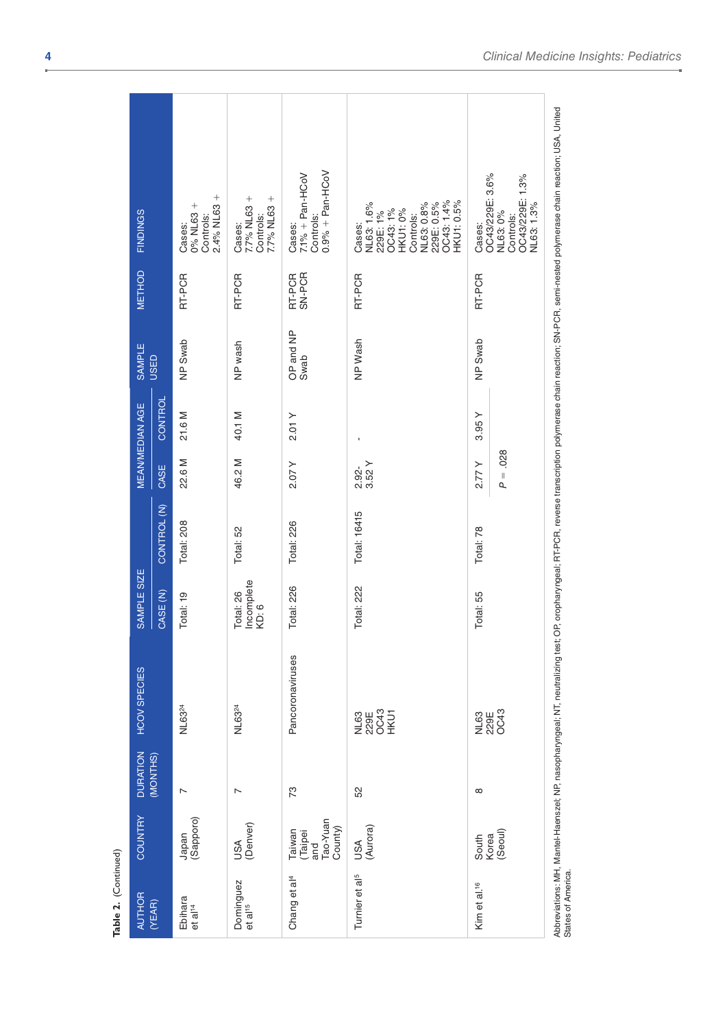**Table 2.** (Continued)

| AUTHOR (YEAR) | COUNTRY | DURATION (MONTHS) | HCOV SPECIES | SAMPLE SIZE | | MEAN/MEDIAN AGE | | SAMPLE USED | METHOD | FINDINGS |
|---|---|---|---|---|---|---|---|---|---|---|
| | | | | CASE (N) | CONTROL (N) | CASE | CONTROL | | | |
| Ebihara et al[14] | Japan (Sapporo) | 7 | NL63[24] | Total: 19 | Total: 208 | 22.6 M | 21.6 M | NP Swab | RT-PCR | Cases: 0% NL63 + Controls: 2.4% NL63 + |
| Dominguez et al[15] | USA (Denver) | 7 | NL63[24] | Total: 26 Incomplete KD: 6 | Total: 52 | 46.2 M | 40.1 M | NP wash | RT-PCR | Cases: 7.7% NL63 + Controls: 7.7% NL63 + |
| Chang et al[4] | Taiwan (Taipei and Tao-Yuan County) | 73 | Pancoronaviruses | Total: 226 | Total: 226 | 2.07 Y | 2.01 Y | OP and NP Swab | RT-PCR SN-PCR | Cases: 7.1% + Pan-HCoV Controls: 0.9% + Pan-HCoV |
| Turnier et al[5] | USA (Aurora) | 52 | NL63 229E OC43 HKU1 | Total: 222 | Total: 16415 | 2.92-3.52 Y | - | NP Wash | RT-PCR | Cases: NL63: 1.6% 229E: 1% OC43: 1% HKU1: 0% Controls: NL63: 0.8% 229E: 0.5% OC43: 1.4% HKU1: 0.5% |
| Kim et al.[16] | South Korea (Seoul) | 8 | NL63 229E OC43 | Total: 55 | Total: 78 | 2.77 Y | 3.95 Y | NP Swab | RT-PCR | Cases: OC43/229E: 3.6% NL63: 0% Controls: OC43/229E: 1.3% NL63: 1.3% |
| | | | | | | $P = .028$ | | | | |

Abbreviations: MH, Mantel-Haenszel; NP, nasopharyngeal; NT, neutralizing test; OP, oropharyngeal; RT-PCR, reverse transcription polymerase chain reaction; SN-PCR, semi-nested polymerase chain reaction; USA, United States of America.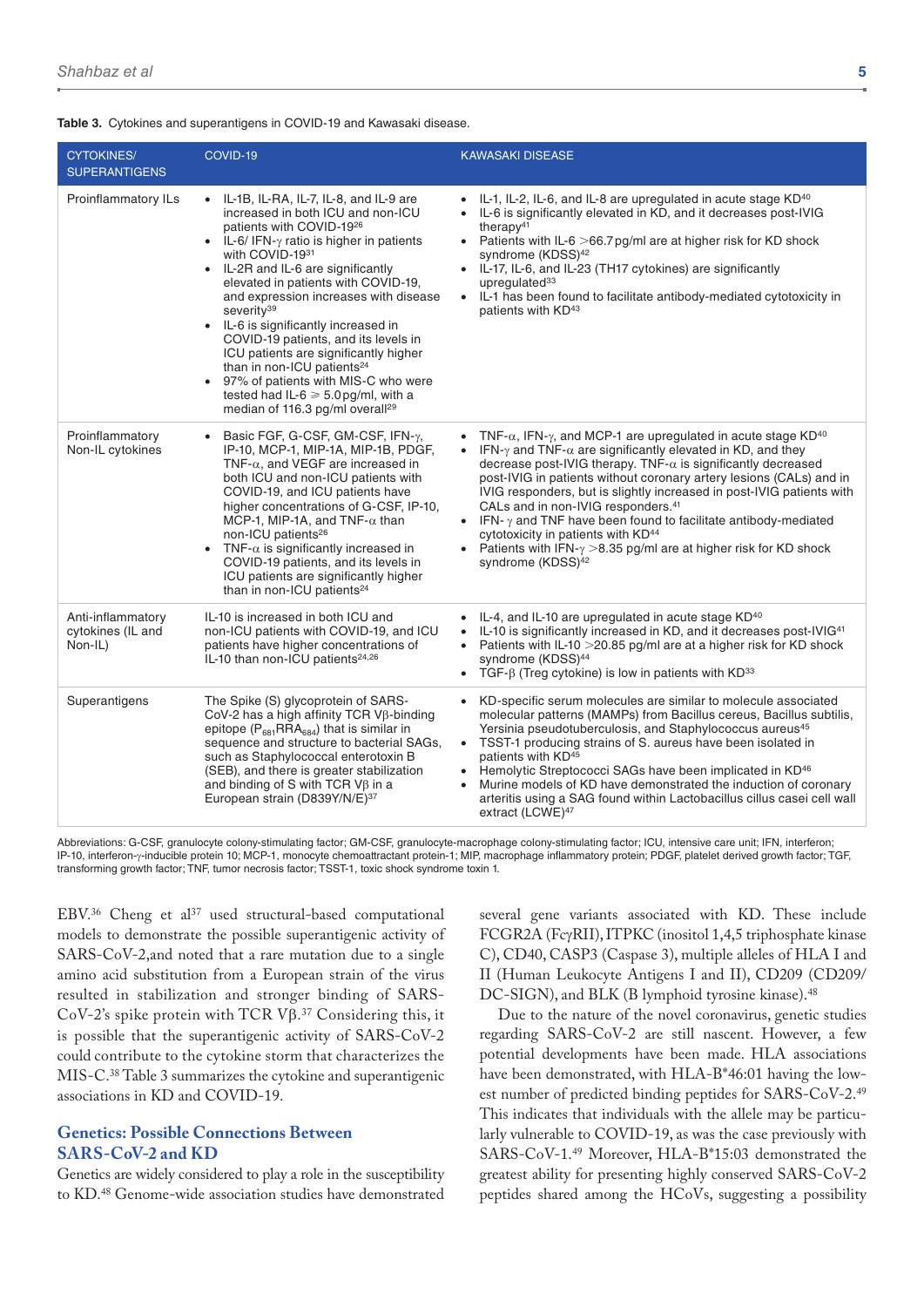**Table 3.** Cytokines and superantigens in COVID-19 and Kawasaki disease.

| CYTOKINES/ SUPERANTIGENS | COVID-19 | KAWASAKI DISEASE |
|---|---|---|
| Proinflammatory ILs | • IL-1B, IL-RA, IL-7, IL-8, and IL-9 are increased in both ICU and non-ICU patients with COVID-19[26] <br>• IL-6/ IFN-γ ratio is higher in patients with COVID-19[31] <br>• IL-2R and IL-6 are significantly elevated in patients with COVID-19, and expression increases with disease severity[39] <br>• IL-6 is significantly increased in COVID-19 patients, and its levels in ICU patients are significantly higher than in non-ICU patients[24] <br>• 97% of patients with MIS-C who were tested had IL-6 ⩾ 5.0 pg/ml, with a median of 116.3 pg/ml overall[29] | • IL-1, IL-2, IL-6, and IL-8 are upregulated in acute stage KD[40] <br>• IL-6 is significantly elevated in KD, and it decreases post-IVIG therapy[41] <br>• Patients with IL-6 >66.7 pg/ml are at higher risk for KD shock syndrome (KDSS)[42] <br>• IL-17, IL-6, and IL-23 (TH17 cytokines) are significantly upregulated[33] <br>• IL-1 has been found to facilitate antibody-mediated cytotoxicity in patients with KD[43] |
| Proinflammatory Non-IL cytokines | • Basic FGF, G-CSF, GM-CSF, IFN-γ, IP-10, MCP-1, MIP-1A, MIP-1B, PDGF, TNF-α, and VEGF are increased in both ICU and non-ICU patients with COVID-19, and ICU patients have higher concentrations of G-CSF, IP-10, MCP-1, MIP-1A, and TNF-α than non-ICU patients[26] <br>• TNF-α is significantly increased in COVID-19 patients, and its levels in ICU patients are significantly higher than in non-ICU patients[24] | • TNF-α, IFN-γ, and MCP-1 are upregulated in acute stage KD[40] <br>• IFN-γ and TNF-α are significantly elevated in KD, and they decrease post-IVIG therapy. TNF-α is significantly decreased post-IVIG in patients without coronary artery lesions (CALs) and in IVIG responders, but is slightly increased in post-IVIG patients with CALs and in non-IVIG responders.[41] <br>• IFN- γ and TNF have been found to facilitate antibody-mediated cytotoxicity in patients with KD[44] <br>• Patients with IFN-γ >8.35 pg/ml are at higher risk for KD shock syndrome (KDSS)[42] |
| Anti-inflammatory cytokines (IL and Non-IL) | IL-10 is increased in both ICU and non-ICU patients with COVID-19, and ICU patients have higher concentrations of IL-10 than non-ICU patients[24,26] | • IL-4, and IL-10 are upregulated in acute stage KD[40] <br>• IL-10 is significantly increased in KD, and it decreases post-IVIG[41] <br>• Patients with IL-10 >20.85 pg/ml are at a higher risk for KD shock syndrome (KDSS)[44] <br>• TGF-β (Treg cytokine) is low in patients with KD[33] |
| Superantigens | The Spike (S) glycoprotein of SARS-CoV-2 has a high affinity TCR Vβ-binding epitope ($P_{681}RRA_{684}$) that is similar in sequence and structure to bacterial SAGs, such as Staphylococcal enterotoxin B (SEB), and there is greater stabilization and binding of S with TCR Vβ in a European strain (D839Y/N/E)[37] | • KD-specific serum molecules are similar to molecule associated molecular patterns (MAMPs) from Bacillus cereus, Bacillus subtilis, Yersinia pseudotuberculosis, and Staphylococcus aureus[45] <br>• TSST-1 producing strains of S. aureus have been isolated in patients with KD[45] <br>• Hemolytic Streptococci SAGs have been implicated in KD[46] <br>• Murine models of KD have demonstrated the induction of coronary arteritis using a SAG found within Lactobacillus cillus casei cell wall extract (LCWE)[47] |

Abbreviations: G-CSF, granulocyte colony-stimulating factor; GM-CSF, granulocyte-macrophage colony-stimulating factor; ICU, intensive care unit; IFN, interferon; IP-10, interferon-γ-inducible protein 10; MCP-1, monocyte chemoattractant protein-1; MIP, macrophage inflammatory protein; PDGF, platelet derived growth factor; TGF, transforming growth factor; TNF, tumor necrosis factor; TSST-1, toxic shock syndrome toxin 1.

EBV.[36] Cheng et al[37] used structural-based computational models to demonstrate the possible superantigenic activity of SARS-CoV-2,and noted that a rare mutation due to a single amino acid substitution from a European strain of the virus resulted in stabilization and stronger binding of SARS-CoV-2's spike protein with TCR Vβ.[37] Considering this, it is possible that the superantigenic activity of SARS-CoV-2 could contribute to the cytokine storm that characterizes the MIS-C.[38] Table 3 summarizes the cytokine and superantigenic associations in KD and COVID-19.

## Genetics: Possible Connections Between SARS-CoV-2 and KD

Genetics are widely considered to play a role in the susceptibility to KD.[48] Genome-wide association studies have demonstrated several gene variants associated with KD. These include FCGR2A (FcγRII), ITPKC (inositol 1,4,5 triphosphate kinase C), CD40, CASP3 (Caspase 3), multiple alleles of HLA I and II (Human Leukocyte Antigens I and II), CD209 (CD209/DC-SIGN), and BLK (B lymphoid tyrosine kinase).[48]

Due to the nature of the novel coronavirus, genetic studies regarding SARS-CoV-2 are still nascent. However, a few potential developments have been made. HLA associations have been demonstrated, with HLA-B*46:01 having the lowest number of predicted binding peptides for SARS-CoV-2.[49] This indicates that individuals with the allele may be particularly vulnerable to COVID-19, as was the case previously with SARS-CoV-1.[49] Moreover, HLA-B*15:03 demonstrated the greatest ability for presenting highly conserved SARS-CoV-2 peptides shared among the HCoVs, suggesting a possibility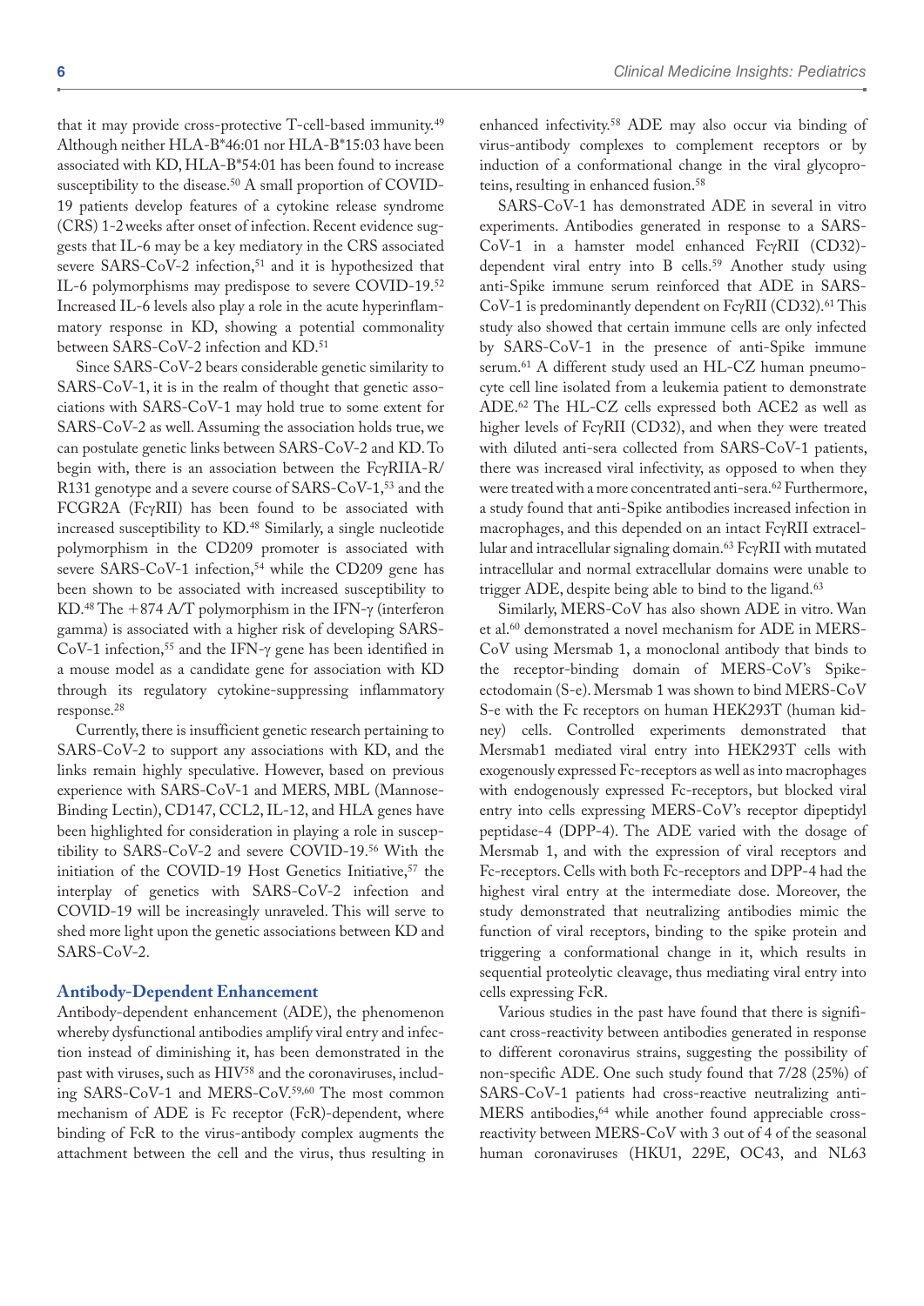that it may provide cross-protective T-cell-based immunity.[49] Although neither HLA-B*46:01 nor HLA-B*15:03 have been associated with KD, HLA-B*54:01 has been found to increase susceptibility to the disease.[50] A small proportion of COVID-19 patients develop features of a cytokine release syndrome (CRS) 1-2 weeks after onset of infection. Recent evidence suggests that IL-6 may be a key mediatory in the CRS associated severe SARS-CoV-2 infection,[51] and it is hypothesized that IL-6 polymorphisms may predispose to severe COVID-19.[52] Increased IL-6 levels also play a role in the acute hyperinflammatory response in KD, showing a potential commonality between SARS-CoV-2 infection and KD.[51]

Since SARS-CoV-2 bears considerable genetic similarity to SARS-CoV-1, it is in the realm of thought that genetic associations with SARS-CoV-1 may hold true to some extent for SARS-CoV-2 as well. Assuming the association holds true, we can postulate genetic links between SARS-CoV-2 and KD. To begin with, there is an association between the FcγRIIA-R/R131 genotype and a severe course of SARS-CoV-1,[53] and the FCGR2A (FcγRII) has been found to be associated with increased susceptibility to KD.[48] Similarly, a single nucleotide polymorphism in the CD209 promoter is associated with severe SARS-CoV-1 infection,[54] while the CD209 gene has been shown to be associated with increased susceptibility to KD.[48] The +874 A/T polymorphism in the IFN-γ (interferon gamma) is associated with a higher risk of developing SARS-CoV-1 infection,[55] and the IFN-γ gene has been identified in a mouse model as a candidate gene for association with KD through its regulatory cytokine-suppressing inflammatory response.[28]

Currently, there is insufficient genetic research pertaining to SARS-CoV-2 to support any associations with KD, and the links remain highly speculative. However, based on previous experience with SARS-CoV-1 and MERS, MBL (Mannose-Binding Lectin), CD147, CCL2, IL-12, and HLA genes have been highlighted for consideration in playing a role in susceptibility to SARS-CoV-2 and severe COVID-19.[56] With the initiation of the COVID-19 Host Genetics Initiative,[57] the interplay of genetics with SARS-CoV-2 infection and COVID-19 will be increasingly unraveled. This will serve to shed more light upon the genetic associations between KD and SARS-CoV-2.

## Antibody-Dependent Enhancement

Antibody-dependent enhancement (ADE), the phenomenon whereby dysfunctional antibodies amplify viral entry and infection instead of diminishing it, has been demonstrated in the past with viruses, such as HIV[58] and the coronaviruses, including SARS-CoV-1 and MERS-CoV.[59,60] The most common mechanism of ADE is Fc receptor (FcR)-dependent, where binding of FcR to the virus-antibody complex augments the attachment between the cell and the virus, thus resulting in enhanced infectivity.[58] ADE may also occur via binding of virus-antibody complexes to complement receptors or by induction of a conformational change in the viral glycoproteins, resulting in enhanced fusion.[58]

SARS-CoV-1 has demonstrated ADE in several in vitro experiments. Antibodies generated in response to a SARS-CoV-1 in a hamster model enhanced FcγRII (CD32)-dependent viral entry into B cells.[59] Another study using anti-Spike immune serum reinforced that ADE in SARS-CoV-1 is predominantly dependent on FcγRII (CD32).[61] This study also showed that certain immune cells are only infected by SARS-CoV-1 in the presence of anti-Spike immune serum.[61] A different study used an HL-CZ human pneumocyte cell line isolated from a leukemia patient to demonstrate ADE.[62] The HL-CZ cells expressed both ACE2 as well as higher levels of FcγRII (CD32), and when they were treated with diluted anti-sera collected from SARS-CoV-1 patients, there was increased viral infectivity, as opposed to when they were treated with a more concentrated anti-sera.[62] Furthermore, a study found that anti-Spike antibodies increased infection in macrophages, and this depended on an intact FcγRII extracellular and intracellular signaling domain.[63] FcγRII with mutated intracellular and normal extracellular domains were unable to trigger ADE, despite being able to bind to the ligand.[63]

Similarly, MERS-CoV has also shown ADE in vitro. Wan et al.[60] demonstrated a novel mechanism for ADE in MERS-CoV using Mersmab 1, a monoclonal antibody that binds to the receptor-binding domain of MERS-CoV's Spike-ectodomain (S-e). Mersmab 1 was shown to bind MERS-CoV S-e with the Fc receptors on human HEK293T (human kidney) cells. Controlled experiments demonstrated that Mersmab1 mediated viral entry into HEK293T cells with exogenously expressed Fc-receptors as well as into macrophages with endogenously expressed Fc-receptors, but blocked viral entry into cells expressing MERS-CoV's receptor dipeptidyl peptidase-4 (DPP-4). The ADE varied with the dosage of Mersmab 1, and with the expression of viral receptors and Fc-receptors. Cells with both Fc-receptors and DPP-4 had the highest viral entry at the intermediate dose. Moreover, the study demonstrated that neutralizing antibodies mimic the function of viral receptors, binding to the spike protein and triggering a conformational change in it, which results in sequential proteolytic cleavage, thus mediating viral entry into cells expressing FcR.

Various studies in the past have found that there is significant cross-reactivity between antibodies generated in response to different coronavirus strains, suggesting the possibility of non-specific ADE. One such study found that 7/28 (25%) of SARS-CoV-1 patients had cross-reactive neutralizing anti-MERS antibodies,[64] while another found appreciable cross-reactivity between MERS-CoV with 3 out of 4 of the seasonal human coronaviruses (HKU1, 229E, OC43, and NL63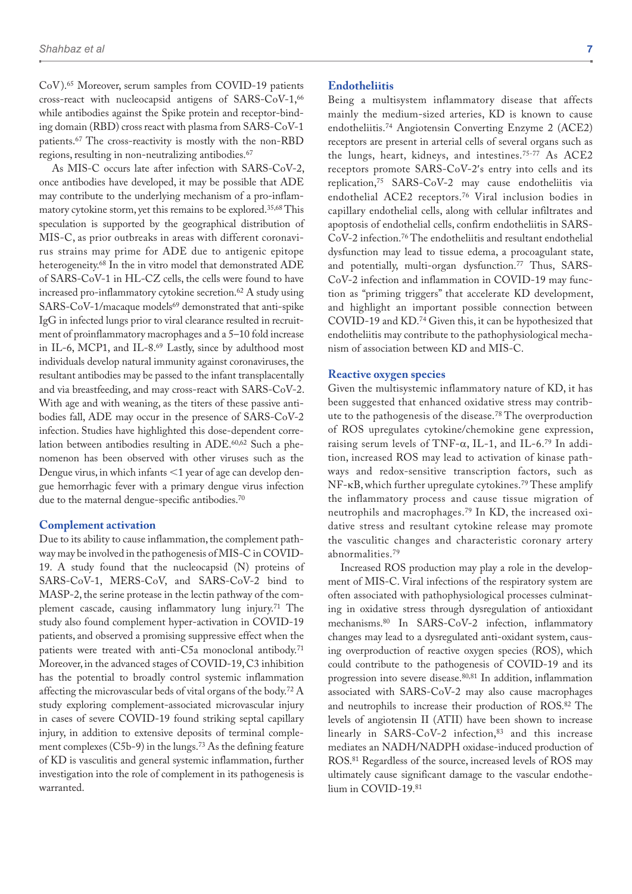CoV).[65] Moreover, serum samples from COVID-19 patients cross-react with nucleocapsid antigens of SARS-CoV-1,[66] while antibodies against the Spike protein and receptor-binding domain (RBD) cross react with plasma from SARS-CoV-1 patients.[67] The cross-reactivity is mostly with the non-RBD regions, resulting in non-neutralizing antibodies.[67]

As MIS-C occurs late after infection with SARS-CoV-2, once antibodies have developed, it may be possible that ADE may contribute to the underlying mechanism of a pro-inflammatory cytokine storm, yet this remains to be explored.[35,68] This speculation is supported by the geographical distribution of MIS-C, as prior outbreaks in areas with different coronavirus strains may prime for ADE due to antigenic epitope heterogeneity.[68] In the in vitro model that demonstrated ADE of SARS-CoV-1 in HL-CZ cells, the cells were found to have increased pro-inflammatory cytokine secretion.[62] A study using SARS-CoV-1/macaque models[69] demonstrated that anti-spike IgG in infected lungs prior to viral clearance resulted in recruitment of proinflammatory macrophages and a 5–10 fold increase in IL-6, MCP1, and IL-8.[69] Lastly, since by adulthood most individuals develop natural immunity against coronaviruses, the resultant antibodies may be passed to the infant transplacentally and via breastfeeding, and may cross-react with SARS-CoV-2. With age and with weaning, as the titers of these passive antibodies fall, ADE may occur in the presence of SARS-CoV-2 infection. Studies have highlighted this dose-dependent correlation between antibodies resulting in ADE.[60,62] Such a phenomenon has been observed with other viruses such as the Dengue virus, in which infants <1 year of age can develop dengue hemorrhagic fever with a primary dengue virus infection due to the maternal dengue-specific antibodies.[70]

## Complement activation

Due to its ability to cause inflammation, the complement pathway may be involved in the pathogenesis of MIS-C in COVID-19. A study found that the nucleocapsid (N) proteins of SARS-CoV-1, MERS-CoV, and SARS-CoV-2 bind to MASP-2, the serine protease in the lectin pathway of the complement cascade, causing inflammatory lung injury.[71] The study also found complement hyper-activation in COVID-19 patients, and observed a promising suppressive effect when the patients were treated with anti-C5a monoclonal antibody.[71] Moreover, in the advanced stages of COVID-19, C3 inhibition has the potential to broadly control systemic inflammation affecting the microvascular beds of vital organs of the body.[72] A study exploring complement-associated microvascular injury in cases of severe COVID-19 found striking septal capillary injury, in addition to extensive deposits of terminal complement complexes (C5b-9) in the lungs.[73] As the defining feature of KD is vasculitis and general systemic inflammation, further investigation into the role of complement in its pathogenesis is warranted.

## Endotheliitis

Being a multisystem inflammatory disease that affects mainly the medium-sized arteries, KD is known to cause endotheliitis.[74] Angiotensin Converting Enzyme 2 (ACE2) receptors are present in arterial cells of several organs such as the lungs, heart, kidneys, and intestines.[75-77] As ACE2 receptors promote SARS-CoV-2′s entry into cells and its replication,[75] SARS-CoV-2 may cause endotheliitis via endothelial ACE2 receptors.[76] Viral inclusion bodies in capillary endothelial cells, along with cellular infiltrates and apoptosis of endothelial cells, confirm endotheliitis in SARS-CoV-2 infection.[76] The endotheliitis and resultant endothelial dysfunction may lead to tissue edema, a procoagulant state, and potentially, multi-organ dysfunction.[77] Thus, SARS-CoV-2 infection and inflammation in COVID-19 may function as "priming triggers" that accelerate KD development, and highlight an important possible connection between COVID-19 and KD.[74] Given this, it can be hypothesized that endotheliitis may contribute to the pathophysiological mechanism of association between KD and MIS-C.

## Reactive oxygen species

Given the multisystemic inflammatory nature of KD, it has been suggested that enhanced oxidative stress may contribute to the pathogenesis of the disease.[78] The overproduction of ROS upregulates cytokine/chemokine gene expression, raising serum levels of TNF-α, IL-1, and IL-6.[79] In addition, increased ROS may lead to activation of kinase pathways and redox-sensitive transcription factors, such as NF-κB, which further upregulate cytokines.[79] These amplify the inflammatory process and cause tissue migration of neutrophils and macrophages.[79] In KD, the increased oxidative stress and resultant cytokine release may promote the vasculitic changes and characteristic coronary artery abnormalities.[79]

Increased ROS production may play a role in the development of MIS-C. Viral infections of the respiratory system are often associated with pathophysiological processes culminating in oxidative stress through dysregulation of antioxidant mechanisms.[80] In SARS-CoV-2 infection, inflammatory changes may lead to a dysregulated anti-oxidant system, causing overproduction of reactive oxygen species (ROS), which could contribute to the pathogenesis of COVID-19 and its progression into severe disease.[80,81] In addition, inflammation associated with SARS-CoV-2 may also cause macrophages and neutrophils to increase their production of ROS.[82] The levels of angiotensin II (ATII) have been shown to increase linearly in SARS-CoV-2 infection,[83] and this increase mediates an NADH/NADPH oxidase-induced production of ROS.[81] Regardless of the source, increased levels of ROS may ultimately cause significant damage to the vascular endothelium in COVID-19.[81]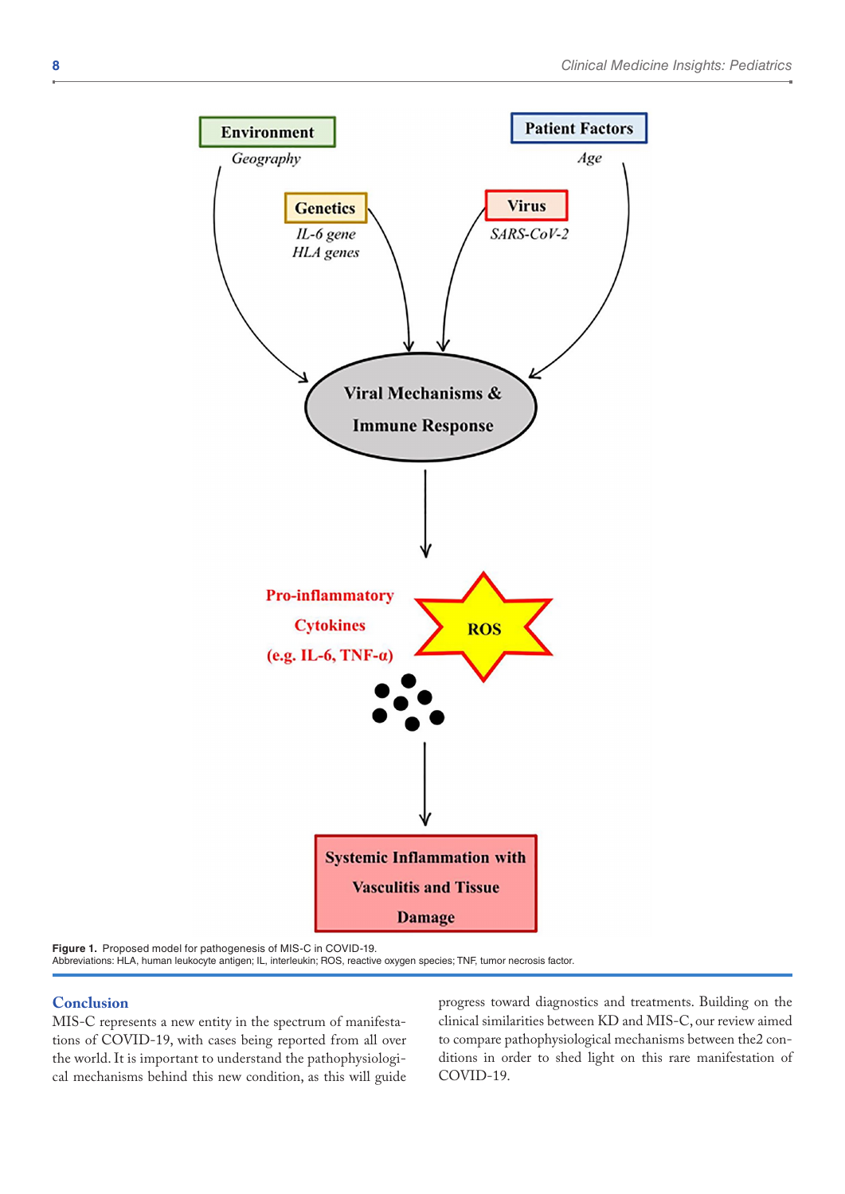Figure 1. Proposed model for pathogenesis of MIS-C in COVID-19.
Abbreviations: HLA, human leukocyte antigen; IL, interleukin; ROS, reactive oxygen species; TNF, tumor necrosis factor.

## Conclusion

MIS-C represents a new entity in the spectrum of manifestations of COVID-19, with cases being reported from all over the world. It is important to understand the pathophysiological mechanisms behind this new condition, as this will guide progress toward diagnostics and treatments. Building on the clinical similarities between KD and MIS-C, our review aimed to compare pathophysiological mechanisms between the2 conditions in order to shed light on this rare manifestation of COVID-19.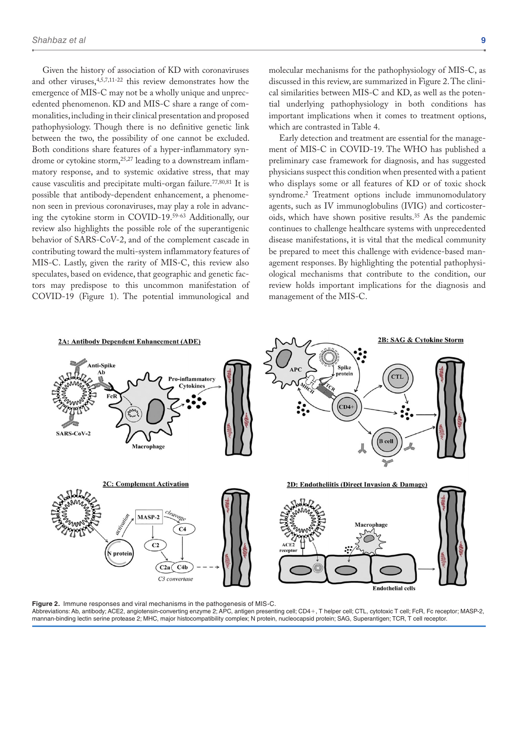Given the history of association of KD with coronaviruses and other viruses,[4,5,7,11-22] this review demonstrates how the emergence of MIS-C may not be a wholly unique and unprecedented phenomenon. KD and MIS-C share a range of commonalities, including in their clinical presentation and proposed pathophysiology. Though there is no definitive genetic link between the two, the possibility of one cannot be excluded. Both conditions share features of a hyper-inflammatory syndrome or cytokine storm,[25,27] leading to a downstream inflammatory response, and to systemic oxidative stress, that may cause vasculitis and precipitate multi-organ failure.[77,80,81] It is possible that antibody-dependent enhancement, a phenomenon seen in previous coronaviruses, may play a role in advancing the cytokine storm in COVID-19.[59-63] Additionally, our review also highlights the possible role of the superantigenic behavior of SARS-CoV-2, and of the complement cascade in contributing toward the multi-system inflammatory features of MIS-C. Lastly, given the rarity of MIS-C, this review also speculates, based on evidence, that geographic and genetic factors may predispose to this uncommon manifestation of COVID-19 (Figure 1). The potential immunological and molecular mechanisms for the pathophysiology of MIS-C, as discussed in this review, are summarized in Figure 2. The clinical similarities between MIS-C and KD, as well as the potential underlying pathophysiology in both conditions has important implications when it comes to treatment options, which are contrasted in Table 4.

Early detection and treatment are essential for the management of MIS-C in COVID-19. The WHO has published a preliminary case framework for diagnosis, and has suggested physicians suspect this condition when presented with a patient who displays some or all features of KD or of toxic shock syndrome.[2] Treatment options include immunomodulatory agents, such as IV immunoglobulins (IVIG) and corticosteroids, which have shown positive results.[35] As the pandemic continues to challenge healthcare systems with unprecedented disease manifestations, it is vital that the medical community be prepared to meet this challenge with evidence-based management responses. By highlighting the potential pathophysiological mechanisms that contribute to the condition, our review holds important implications for the diagnosis and management of the MIS-C.

**Figure 2.** Immune responses and viral mechanisms in the pathogenesis of MIS-C.
Abbreviations: Ab, antibody; ACE2, angiotensin-converting enzyme 2; APC, antigen presenting cell; CD4+, T helper cell; CTL, cytotoxic T cell; FcR, Fc receptor; MASP-2, mannan-binding lectin serine protease 2; MHC, major histocompatibility complex; N protein, nucleocapsid protein; SAG, Superantigen; TCR, T cell receptor.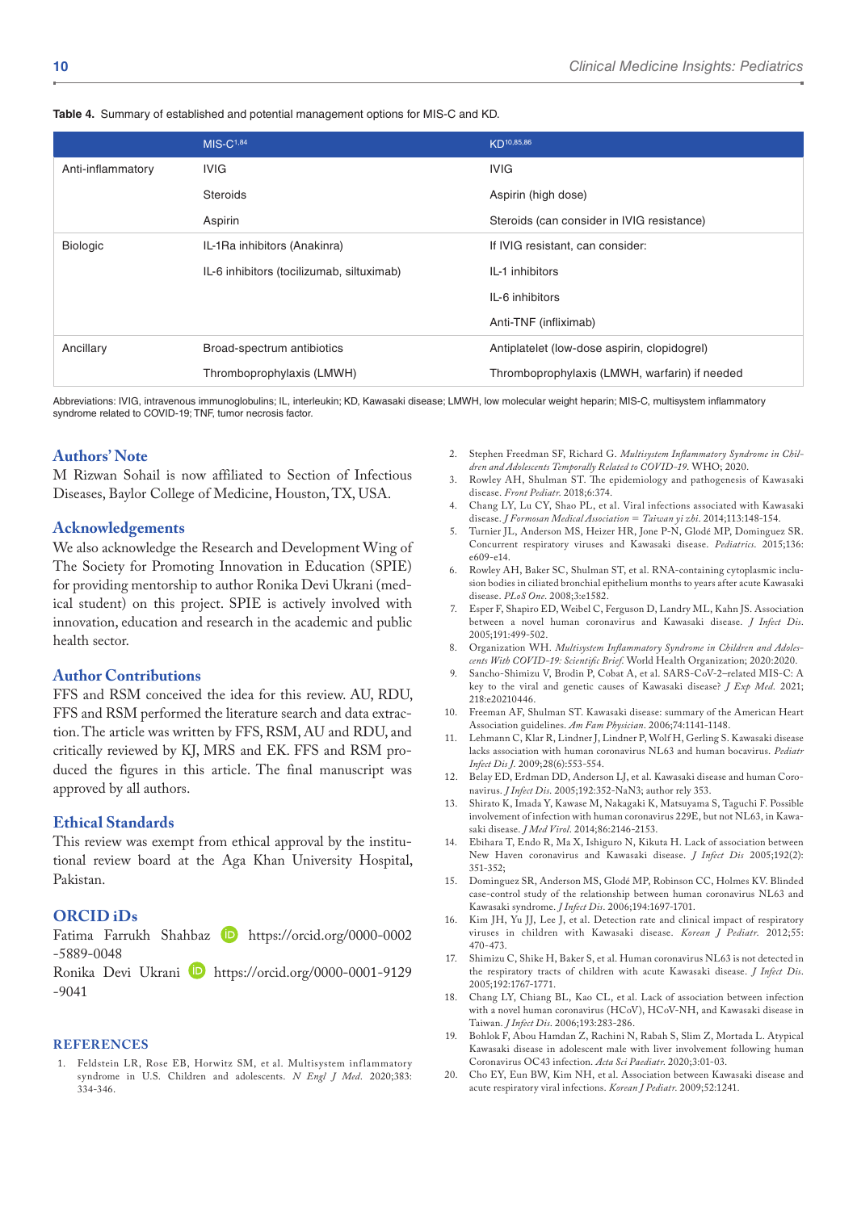**Table 4.** Summary of established and potential management options for MIS-C and KD.

| | MIS-C[1,84] | KD[10,85,86] |
|---|---|---|
| Anti-inflammatory | IVIG | IVIG |
| | Steroids | Aspirin (high dose) |
| | Aspirin | Steroids (can consider in IVIG resistance) |
| Biologic | IL-1Ra inhibitors (Anakinra) | If IVIG resistant, can consider: |
| | IL-6 inhibitors (tocilizumab, siltuximab) | IL-1 inhibitors |
| | | IL-6 inhibitors |
| | | Anti-TNF (infliximab) |
| Ancillary | Broad-spectrum antibiotics | Antiplatelet (low-dose aspirin, clopidogrel) |
| | Thromboprophylaxis (LMWH) | Thromboprophylaxis (LMWH, warfarin) if needed |

Abbreviations: IVIG, intravenous immunoglobulins; IL, interleukin; KD, Kawasaki disease; LMWH, low molecular weight heparin; MIS-C, multisystem inflammatory syndrome related to COVID-19; TNF, tumor necrosis factor.

## Authors' Note

M Rizwan Sohail is now affiliated to Section of Infectious Diseases, Baylor College of Medicine, Houston, TX, USA.

## Acknowledgements

We also acknowledge the Research and Development Wing of The Society for Promoting Innovation in Education (SPIE) for providing mentorship to author Ronika Devi Ukrani (medical student) on this project. SPIE is actively involved with innovation, education and research in the academic and public health sector.

## Author Contributions

FFS and RSM conceived the idea for this review. AU, RDU, FFS and RSM performed the literature search and data extraction. The article was written by FFS, RSM, AU and RDU, and critically reviewed by KJ, MRS and EK. FFS and RSM produced the figures in this article. The final manuscript was approved by all authors.

## Ethical Standards

This review was exempt from ethical approval by the institutional review board at the Aga Khan University Hospital, Pakistan.

## ORCID iDs

Fatima Farrukh Shahbaz https://orcid.org/0000-0002-5889-0048

Ronika Devi Ukrani https://orcid.org/0000-0001-9129-9041

## References

1. Feldstein LR, Rose EB, Horwitz SM, et al. Multisystem inflammatory syndrome in U.S. Children and adolescents. *N Engl J Med*. 2020;383:334-346.
2. Stephen Freedman SF, Richard G. *Multisystem Inflammatory Syndrome in Children and Adolescents Temporally Related to COVID-19*. WHO; 2020.
3. Rowley AH, Shulman ST. The epidemiology and pathogenesis of Kawasaki disease. *Front Pediatr*. 2018;6:374.
4. Chang LY, Lu CY, Shao PL, et al. Viral infections associated with Kawasaki disease. *J Formosan Medical Association = Taiwan yi zhi*. 2014;113:148-154.
5. Turnier JL, Anderson MS, Heizer HR, Jone P-N, Glodé MP, Dominguez SR. Concurrent respiratory viruses and Kawasaki disease. *Pediatrics*. 2015;136:e609-e14.
6. Rowley AH, Baker SC, Shulman ST, et al. RNA-containing cytoplasmic inclusion bodies in ciliated bronchial epithelium months to years after acute Kawasaki disease. *PLoS One*. 2008;3:e1582.
7. Esper F, Shapiro ED, Weibel C, Ferguson D, Landry ML, Kahn JS. Association between a novel human coronavirus and Kawasaki disease. *J Infect Dis*. 2005;191:499-502.
8. Organization WH. *Multisystem Inflammatory Syndrome in Children and Adolescents With COVID-19: Scientific Brief*. World Health Organization; 2020:2020.
9. Sancho-Shimizu V, Brodin P, Cobat A, et al. SARS-CoV-2–related MIS-C: A key to the viral and genetic causes of Kawasaki disease? *J Exp Med*. 2021;218:e20210446.
10. Freeman AF, Shulman ST. Kawasaki disease: summary of the American Heart Association guidelines. *Am Fam Physician*. 2006;74:1141-1148.
11. Lehmann C, Klar R, Lindner J, Lindner P, Wolf H, Gerling S. Kawasaki disease lacks association with human coronavirus NL63 and human bocavirus. *Pediatr Infect Dis J*. 2009;28(6):553-554.
12. Belay ED, Erdman DD, Anderson LJ, et al. Kawasaki disease and human Coronavirus. *J Infect Dis*. 2005;192:352-NaN3; author rely 353.
13. Shirato K, Imada Y, Kawase M, Nakagaki K, Matsuyama S, Taguchi F. Possible involvement of infection with human coronavirus 229E, but not NL63, in Kawasaki disease. *J Med Virol*. 2014;86:2146-2153.
14. Ebihara T, Endo R, Ma X, Ishiguro N, Kikuta H. Lack of association between New Haven coronavirus and Kawasaki disease. *J Infect Dis* 2005;192(2):351-352;
15. Dominguez SR, Anderson MS, Glodé MP, Robinson CC, Holmes KV. Blinded case-control study of the relationship between human coronavirus NL63 and Kawasaki syndrome. *J Infect Dis*. 2006;194:1697-1701.
16. Kim JH, Yu JJ, Lee J, et al. Detection rate and clinical impact of respiratory viruses in children with Kawasaki disease. *Korean J Pediatr*. 2012;55:470-473.
17. Shimizu C, Shike H, Baker S, et al. Human coronavirus NL63 is not detected in the respiratory tracts of children with acute Kawasaki disease. *J Infect Dis*. 2005;192:1767-1771.
18. Chang LY, Chiang BL, Kao CL, et al. Lack of association between infection with a novel human coronavirus (HCoV), HCoV-NH, and Kawasaki disease in Taiwan. *J Infect Dis*. 2006;193:283-286.
19. Bohlok F, Abou Hamdan Z, Rachini N, Rabah S, Slim Z, Mortada L. Atypical Kawasaki disease in adolescent male with liver involvement following human Coronavirus OC43 infection. *Acta Sci Paediatr*. 2020;3:01-03.
20. Cho EY, Eun BW, Kim NH, et al. Association between Kawasaki disease and acute respiratory viral infections. *Korean J Pediatr*. 2009;52:1241.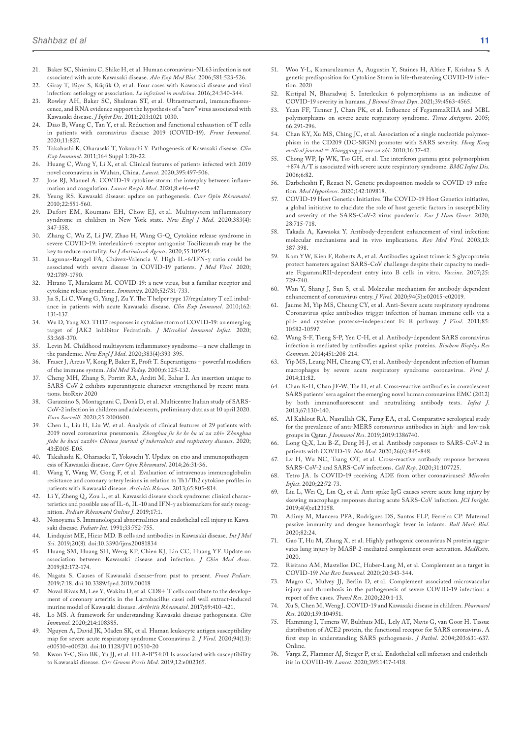21. Baker SC, Shimizu C, Shike H, et al. Human coronavirus-NL63 infection is not associated with acute Kawasaki disease. *Adv Exp Med Biol*. 2006;581:523-526.
22. Giray T, Biçer S, Küçük Ö, et al. Four cases with Kawasaki disease and viral infection: aetiology or association. *Le infezioni in medicina*. 2016;24:340-344.
23. Rowley AH, Baker SC, Shulman ST, et al. Ultrastructural, immunofluorescence, and RNA evidence support the hypothesis of a "new" virus associated with Kawasaki disease. *J Infect Dis*. 2011;203:1021-1030.
24. Diao B, Wang C, Tan Y, et al. Reduction and functional exhaustion of T cells in patients with coronavirus disease 2019 (COVID-19). *Front Immunol*. 2020;11:827.
25. Takahashi K, Oharaseki T, Yokouchi Y. Pathogenesis of Kawasaki disease. *Clin Exp Immunol*. 2011;164 Suppl 1:20-22.
26. Huang C, Wang Y, Li X, et al. Clinical features of patients infected with 2019 novel coronavirus in Wuhan, China. *Lancet*. 2020;395:497-506.
27. Jose RJ, Manuel A. COVID-19 cytokine storm: the interplay between inflammation and coagulation. *Lancet Respir Med*. 2020;8:e46-e47.
28. Yeung RS. Kawasaki disease: update on pathogenesis. *Curr Opin Rheumatol*. 2010;22:551-560.
29. Dufort EM, Koumans EH, Chow EJ, et al. Multisystem inflammatory syndrome in children in New York state. *New Engl J Med*. 2020;383(4): 347-358.
30. Zhang C, Wu Z, Li JW, Zhao H, Wang G-Q. Cytokine release syndrome in severe COVID-19: interleukin-6 receptor antagonist Tocilizumab may be the key to reduce mortality. *Int J Antimicrob Agents*. 2020;55:105954.
31. Lagunas-Rangel FA, Chávez-Valencia V. High IL-6/IFN-γ ratio could be associated with severe disease in COVID-19 patients. *J Med Virol*. 2020; 92:1789-1790.
32. Hirano T, Murakami M. COVID-19: a new virus, but a familiar receptor and cytokine release syndrome. *Immunity*. 2020;52:731-733.
33. Jia S, Li C, Wang G, Yang J, Zu Y. The T helper type 17/regulatory T cell imbalance in patients with acute Kawasaki disease. *Clin Exp Immunol*. 2010;162: 131-137.
34. Wu D, Yang XO. TH17 responses in cytokine storm of COVID-19: an emerging target of JAK2 inhibitor Fedratinib. *J Microbiol Immunol Infect*. 2020; 53:368-370.
35. Levin M. Childhood multisystem inflammatory syndrome—a new challenge in the pandemic. *New Engl J Med*. 2020;383(4):393-395.
36. Fraser J, Arcus V, Kong P, Baker E, Proft T. Superantigens – powerful modifiers of the immune system. *Mol Med Today*. 2000;6:125-132.
37. Cheng MH, Zhang S, Porritt RA, Arditi M, Bahar I. An insertion unique to SARS-CoV-2 exhibits superantigenic character strengthened by recent mutations. bioRxiv 2020
38. Garazzino S, Montagnani C, Donà D, et al. Multicentre Italian study of SARS-CoV-2 infection in children and adolescents, preliminary data as at 10 april 2020. *Euro Surveill*. 2020;25:2000600.
39. Chen L, Liu H, Liu W, et al. Analysis of clinical features of 29 patients with 2019 novel coronavirus pneumonia. *Zhonghua jie he he hu xi za zhi= Zhonghua jiehe he huxi zazhi= Chinese journal of tuberculosis and respiratory diseases*. 2020; 43:E005-E05.
40. Takahashi K, Oharaseki T, Yokouchi Y. Update on etio and immunopathogenesis of Kawasaki disease. *Curr Opin Rheumatol*. 2014;26:31-36.
41. Wang Y, Wang W, Gong F, et al. Evaluation of intravenous immunoglobulin resistance and coronary artery lesions in relation to Th1/Th2 cytokine profiles in patients with Kawasaki disease. *Arthritis Rheum*. 2013;65:805-814.
42. Li Y, Zheng Q, Zou L, et al. Kawasaki disease shock syndrome: clinical characteristics and possible use of IL-6, IL-10 and IFN-γ as biomarkers for early recognition. *Pediatr Rheumatol Online J*. 2019;17:1.
43. Nonoyama S. Immunological abnormalities and endothelial cell injury in Kawasaki disease. *Pediatr Int*. 1991;33:752-755.
44. Lindquist ME, Hicar MD. B cells and antibodies in Kawasaki disease. *Int J Mol Sci*. 2019;20(8). doi:10.3390/ijms20081834
45. Huang SM, Huang SH, Weng KP, Chien KJ, Lin CC, Huang YF. Update on association between Kawasaki disease and infection. *J Chin Med Assoc*. 2019;82:172-174.
46. Nagata S. Causes of Kawasaki disease-from past to present. *Front Pediatr*. 2019;7:18. doi:10.3389/fped.2019.00018
47. Noval Rivas M, Lee Y, Wakita D, et al. CD8+ T cells contribute to the development of coronary arteritis in the Lactobacillus casei cell wall extract-induced murine model of Kawasaki disease. *Arthritis Rheumatol*. 2017;69:410-421.
48. Lo MS. A framework for understanding Kawasaki disease pathogenesis. *Clin Immunol*. 2020;214:108385.
49. Nguyen A, David JK, Maden SK, et al. Human leukocyte antigen susceptibility map for severe acute respiratory syndrome Coronavirus 2. *J Virol*. 2020;94(13): e00510-e00520. doi:10.1128/JVI.00510-20
50. Kwon Y-C, Sim BK, Yu JJ, et al. HLA-B*54:01 Is associated with susceptibility to Kawasaki disease. *Circ Genom Precis Med*. 2019;12:e002365.
51. Woo Y-L, Kamarulzaman A, Augustin Y, Staines H, Altice F, Krishna S. A genetic predisposition for Cytokine Storm in life-threatening COVID-19 infection. 2020
52. Kirtipal N, Bharadwaj S. Interleukin 6 polymorphisms as an indicator of COVID-19 severity in humans. *J Biomol Struct Dyn*. 2021;39:4563-4565.
53. Yuan FF, Tanner J, Chan PK, et al. Influence of FcgammaRIIA and MBL polymorphisms on severe acute respiratory syndrome. *Tissue Antigens*. 2005; 66:291-296.
54. Chan KY, Xu MS, Ching JC, et al. Association of a single nucleotide polymorphism in the CD209 (DC-SIGN) promoter with SARS severity. *Hong Kong medical journal = Xianggang yi xue za zhi*. 2010;16:37-42.
55. Chong WP, Ip WK, Tso GH, et al. The interferon gamma gene polymorphism +874 A/T is associated with severe acute respiratory syndrome. *BMC Infect Dis*. 2006;6:82.
56. Darbeheshti F, Rezaei N. Genetic predisposition models to COVID-19 infection. *Med Hypotheses*. 2020;142:109818.
57. COVID-19 Host Genetics Initiative. The COVID-19 Host Genetics initiative, a global initiative to elucidate the role of host genetic factors in susceptibility and severity of the SARS-CoV-2 virus pandemic. *Eur J Hum Genet*. 2020; 28:715-718.
58. Takada A, Kawaoka Y. Antibody-dependent enhancement of viral infection: molecular mechanisms and in vivo implications. *Rev Med Virol*. 2003;13: 387-398.
59. Kam YW, Kien F, Roberts A, et al. Antibodies against trimeric S glycoprotein protect hamsters against SARS-CoV challenge despite their capacity to mediate FcgammaRII-dependent entry into B cells in vitro. *Vaccine*. 2007;25: 729-740.
60. Wan Y, Shang J, Sun S, et al. Molecular mechanism for antibody-dependent enhancement of coronavirus entry. *J Virol*. 2020;94(5):e02015-e02019.
61. Jaume M, Yip MS, Cheung CY, et al. Anti-Severe acute respiratory syndrome Coronavirus spike antibodies trigger infection of human immune cells via a pH- and cysteine protease-independent Fc R pathway. *J Virol*. 2011;85: 10582-10597.
62. Wang S-F, Tseng S-P, Yen C-H, et al. Antibody-dependent SARS coronavirus infection is mediated by antibodies against spike proteins. *Biochem Biophys Res Commun*. 2014;451:208-214.
63. Yip MS, Leung NH, Cheung CY, et al. Antibody-dependent infection of human macrophages by severe acute respiratory syndrome coronavirus. *Virol J*. 2014;11:82.
64. Chan K-H, Chan JF-W, Tse H, et al. Cross-reactive antibodies in convalescent SARS patients' sera against the emerging novel human coronavirus EMC (2012) by both immunofluorescent and neutralizing antibody tests. *Infect J*. 2013;67:130-140.
65. Al Kahlout RA, Nasrallah GK, Farag EA, et al. Comparative serological study for the prevalence of anti-MERS coronavirus antibodies in high- and low-risk groups in Qatar. *J Immunol Res*. 2019;2019:1386740.
66. Long Q-X, Liu B-Z, Deng H-J, et al. Antibody responses to SARS-CoV-2 in patients with COVID-19. *Nat Med*. 2020;26(6):845-848.
67. Lv H, Wu NC, Tsang OT, et al. Cross-reactive antibody response between SARS-CoV-2 and SARS-CoV infections. *Cell Rep*. 2020;31:107725.
68. Tetro JA. Is COVID-19 receiving ADE from other coronaviruses? *Microbes Infect*. 2020;22:72-73.
69. Liu L, Wei Q, Lin Q, et al. Anti-spike IgG causes severe acute lung injury by skewing macrophage responses during acute SARS-CoV infection. *JCI Insight*. 2019;4(4):e123158.
70. Adimy M, Mancera PFA, Rodrigues DS, Santos FLP, Ferreira CP. Maternal passive immunity and dengue hemorrhagic fever in infants. *Bull Math Biol*. 2020;82:24.
71. Gao T, Hu M, Zhang X, et al. Highly pathogenic coronavirus N protein aggravates lung injury by MASP-2-mediated complement over-activation. *MedRxiv*. 2020.
72. Risitano AM, Mastellos DC, Huber-Lang M, et al. Complement as a target in COVID-19? *Nat Rev Immunol*. 2020;20:343-344.
73. Magro C, Mulvey JJ, Berlin D, et al. Complement associated microvascular injury and thrombosis in the pathogenesis of severe COVID-19 infection: a report of five cases. *Transl Res*. 2020;220:1-13.
74. Xu S, Chen M, Weng J. COVID-19 and Kawasaki disease in children. *Pharmacol Res*. 2020;159:104951.
75. Hamming I, Timens W, Bulthuis ML, Lely AT, Navis G, van Goor H. Tissue distribution of ACE2 protein, the functional receptor for SARS coronavirus. A first step in understanding SARS pathogenesis. *J Pathol*. 2004;203:631-637. Online.
76. Varga Z, Flammer AJ, Steiger P, et al. Endothelial cell infection and endotheliitis in COVID-19. *Lancet*. 2020;395:1417-1418.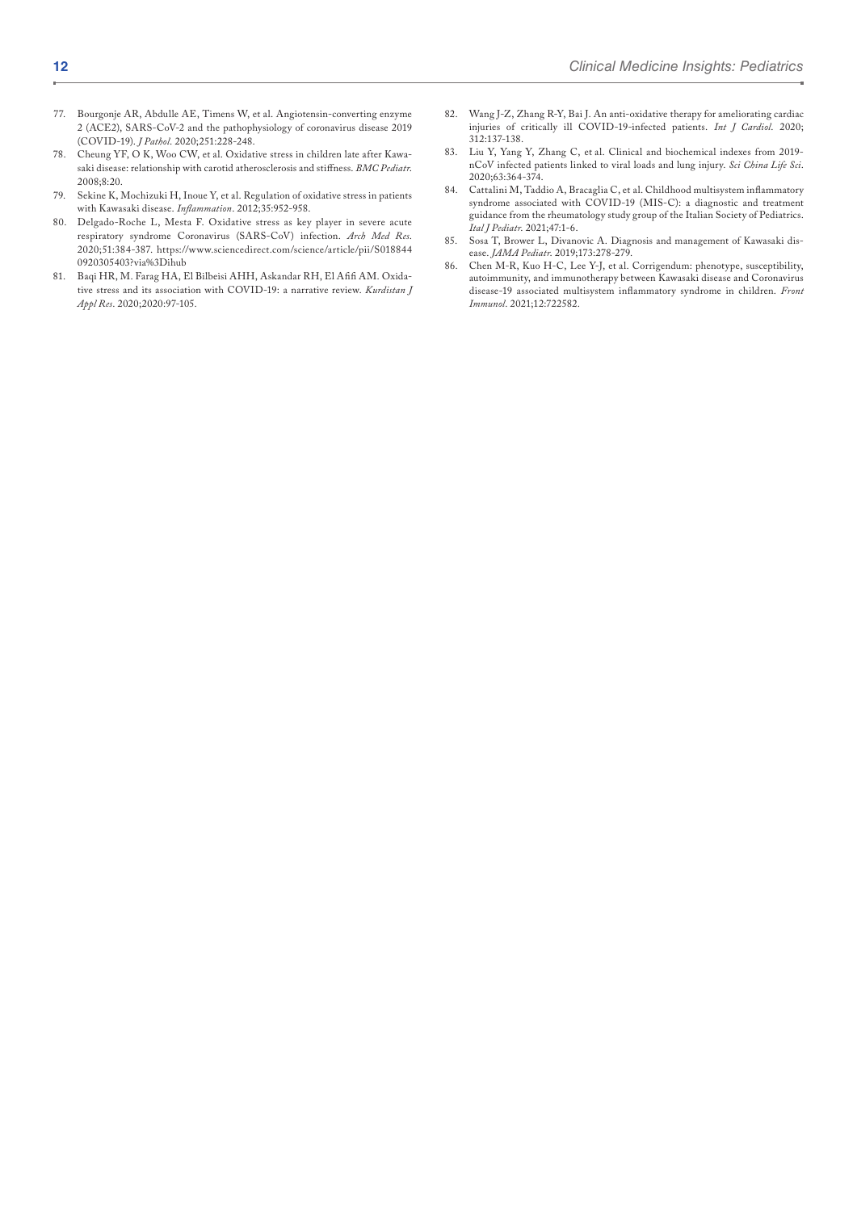77. Bourgonje AR, Abdulle AE, Timens W, et al. Angiotensin-converting enzyme 2 (ACE2), SARS-CoV-2 and the pathophysiology of coronavirus disease 2019 (COVID-19). *J Pathol*. 2020;251:228-248.
78. Cheung YF, O K, Woo CW, et al. Oxidative stress in children late after Kawasaki disease: relationship with carotid atherosclerosis and stiffness. *BMC Pediatr*. 2008;8:20.
79. Sekine K, Mochizuki H, Inoue Y, et al. Regulation of oxidative stress in patients with Kawasaki disease. *Inflammation*. 2012;35:952-958.
80. Delgado-Roche L, Mesta F. Oxidative stress as key player in severe acute respiratory syndrome Coronavirus (SARS-CoV) infection. *Arch Med Res*. 2020;51:384-387. https://www.sciencedirect.com/science/article/pii/S0188440920305403?via%3Dihub
81. Baqi HR, M. Farag HA, El Bilbeisi AHH, Askandar RH, El Afifi AM. Oxidative stress and its association with COVID-19: a narrative review. *Kurdistan J Appl Res*. 2020;2020:97-105.
82. Wang J-Z, Zhang R-Y, Bai J. An anti-oxidative therapy for ameliorating cardiac injuries of critically ill COVID-19-infected patients. *Int J Cardiol*. 2020; 312:137-138.
83. Liu Y, Yang Y, Zhang C, et al. Clinical and biochemical indexes from 2019-nCoV infected patients linked to viral loads and lung injury. *Sci China Life Sci*. 2020;63:364-374.
84. Cattalini M, Taddio A, Bracaglia C, et al. Childhood multisystem inflammatory syndrome associated with COVID-19 (MIS-C): a diagnostic and treatment guidance from the rheumatology study group of the Italian Society of Pediatrics. *Ital J Pediatr*. 2021;47:1-6.
85. Sosa T, Brower L, Divanovic A. Diagnosis and management of Kawasaki disease. *JAMA Pediatr*. 2019;173:278-279.
86. Chen M-R, Kuo H-C, Lee Y-J, et al. Corrigendum: phenotype, susceptibility, autoimmunity, and immunotherapy between Kawasaki disease and Coronavirus disease-19 associated multisystem inflammatory syndrome in children. *Front Immunol*. 2021;12:722582.